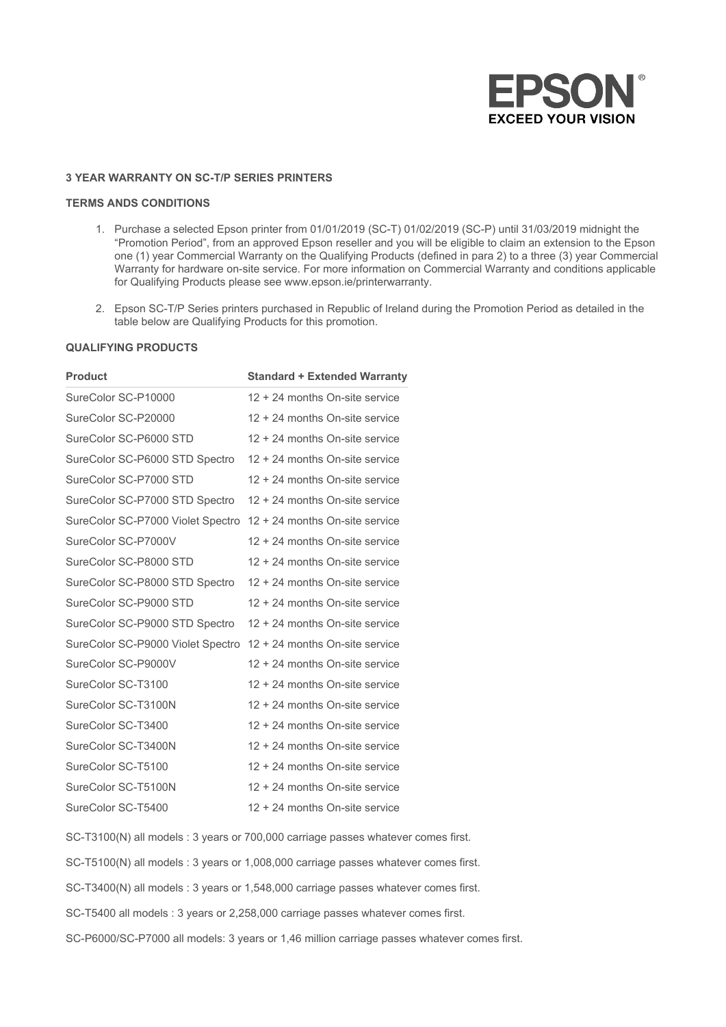**3 YEAR WARRANTY ON SC-T/P SERIES PRINTERS**

**TERMS ANDS CONDITIONS**

1. Purchase a selected Epson printer from 01/01/2019 (SC-T) 01/02/2019 (SC-P) until 31/03/2019 midnight the "Promotion Period", from an approved Epson reseller and you will be eligible to claim an extension to the Epson one (1) year Commercial Warranty on the Qualifying Products (defined in para 2) to a three (3) year Commercial Warranty for hardware on-site service. For more information on Commercial Warranty and conditions applicable for Qualifying Products please see www.epson.ie/printerwarranty.

2. Epson SC-T/P Series printers purchased in Republic of Ireland during the Promotion Period as detailed in the table below are Qualifying Products for this promotion.

**QUALIFYING PRODUCTS**

| Product | Standard + Extended Warranty |
|---|---|
| SureColor SC-P10000 | 12 + 24 months On-site service |
| SureColor SC-P20000 | 12 + 24 months On-site service |
| SureColor SC-P6000 STD | 12 + 24 months On-site service |
| SureColor SC-P6000 STD Spectro | 12 + 24 months On-site service |
| SureColor SC-P7000 STD | 12 + 24 months On-site service |
| SureColor SC-P7000 STD Spectro | 12 + 24 months On-site service |
| SureColor SC-P7000 Violet Spectro | 12 + 24 months On-site service |
| SureColor SC-P7000V | 12 + 24 months On-site service |
| SureColor SC-P8000 STD | 12 + 24 months On-site service |
| SureColor SC-P8000 STD Spectro | 12 + 24 months On-site service |
| SureColor SC-P9000 STD | 12 + 24 months On-site service |
| SureColor SC-P9000 STD Spectro | 12 + 24 months On-site service |
| SureColor SC-P9000 Violet Spectro | 12 + 24 months On-site service |
| SureColor SC-P9000V | 12 + 24 months On-site service |
| SureColor SC-T3100 | 12 + 24 months On-site service |
| SureColor SC-T3100N | 12 + 24 months On-site service |
| SureColor SC-T3400 | 12 + 24 months On-site service |
| SureColor SC-T3400N | 12 + 24 months On-site service |
| SureColor SC-T5100 | 12 + 24 months On-site service |
| SureColor SC-T5100N | 12 + 24 months On-site service |
| SureColor SC-T5400 | 12 + 24 months On-site service |

SC-T3100(N) all models : 3 years or 700,000 carriage passes whatever comes first.

SC-T5100(N) all models : 3 years or 1,008,000 carriage passes whatever comes first.

SC-T3400(N) all models : 3 years or 1,548,000 carriage passes whatever comes first.

SC-T5400 all models : 3 years or 2,258,000 carriage passes whatever comes first.

SC-P6000/SC-P7000 all models: 3 years or 1,46 million carriage passes whatever comes first.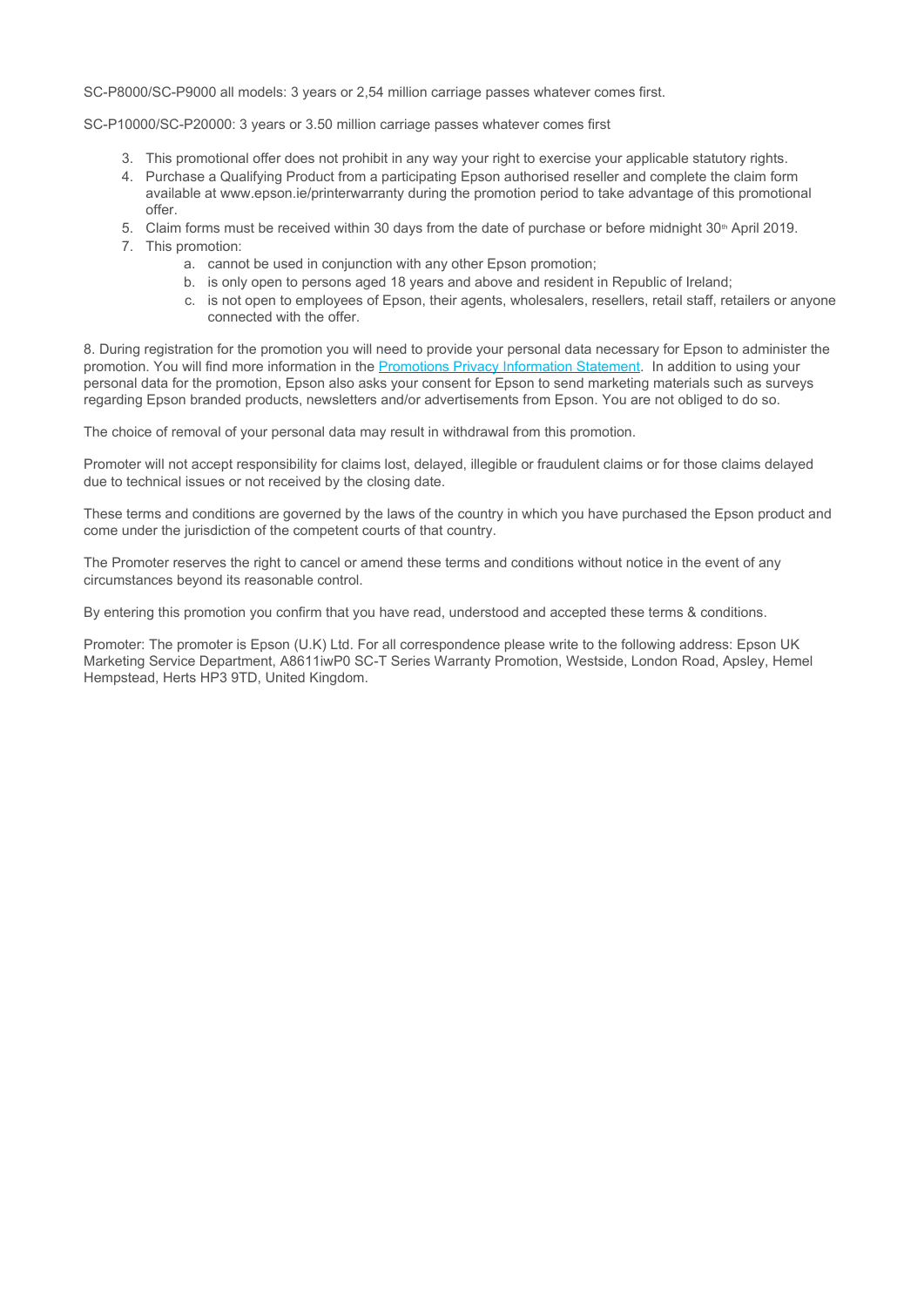SC-P8000/SC-P9000 all models: 3 years or 2,54 million carriage passes whatever comes first.

SC-P10000/SC-P20000: 3 years or 3.50 million carriage passes whatever comes first

3. This promotional offer does not prohibit in any way your right to exercise your applicable statutory rights.
4. Purchase a Qualifying Product from a participating Epson authorised reseller and complete the claim form available at www.epson.ie/printerwarranty during the promotion period to take advantage of this promotional offer.
5. Claim forms must be received within 30 days from the date of purchase or before midnight 30th April 2019.
7. This promotion:
    a. cannot be used in conjunction with any other Epson promotion;
    b. is only open to persons aged 18 years and above and resident in Republic of Ireland;
    c. is not open to employees of Epson, their agents, wholesalers, resellers, retail staff, retailers or anyone connected with the offer.

8. During registration for the promotion you will need to provide your personal data necessary for Epson to administer the promotion. You will find more information in the Promotions Privacy Information Statement. In addition to using your personal data for the promotion, Epson also asks your consent for Epson to send marketing materials such as surveys regarding Epson branded products, newsletters and/or advertisements from Epson. You are not obliged to do so.

The choice of removal of your personal data may result in withdrawal from this promotion.

Promoter will not accept responsibility for claims lost, delayed, illegible or fraudulent claims or for those claims delayed due to technical issues or not received by the closing date.

These terms and conditions are governed by the laws of the country in which you have purchased the Epson product and come under the jurisdiction of the competent courts of that country.

The Promoter reserves the right to cancel or amend these terms and conditions without notice in the event of any circumstances beyond its reasonable control.

By entering this promotion you confirm that you have read, understood and accepted these terms & conditions.

Promoter: The promoter is Epson (U.K) Ltd. For all correspondence please write to the following address: Epson UK Marketing Service Department, A8611iwP0 SC-T Series Warranty Promotion, Westside, London Road, Apsley, Hemel Hempstead, Herts HP3 9TD, United Kingdom.